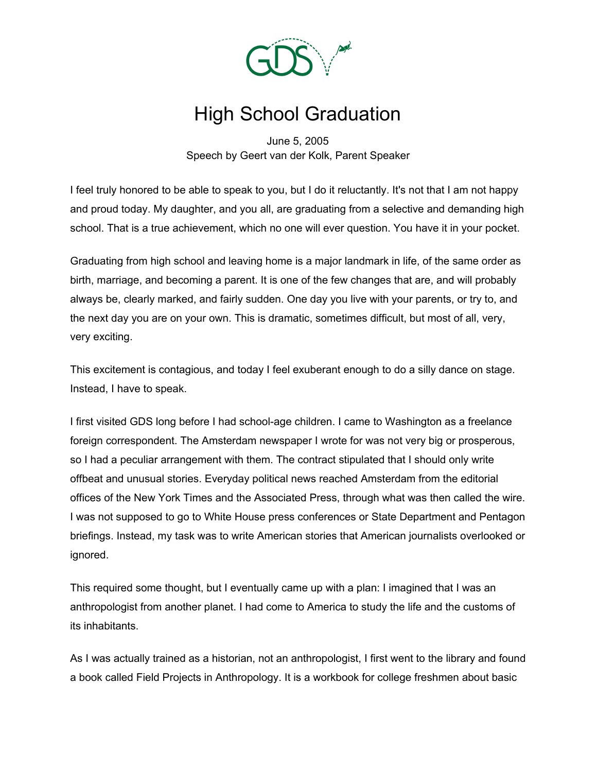# High School Graduation

June 5, 2005
Speech by Geert van der Kolk, Parent Speaker

I feel truly honored to be able to speak to you, but I do it reluctantly. It's not that I am not happy and proud today. My daughter, and you all, are graduating from a selective and demanding high school. That is a true achievement, which no one will ever question. You have it in your pocket.

Graduating from high school and leaving home is a major landmark in life, of the same order as birth, marriage, and becoming a parent. It is one of the few changes that are, and will probably always be, clearly marked, and fairly sudden. One day you live with your parents, or try to, and the next day you are on your own. This is dramatic, sometimes difficult, but most of all, very, very exciting.

This excitement is contagious, and today I feel exuberant enough to do a silly dance on stage. Instead, I have to speak.

I first visited GDS long before I had school-age children. I came to Washington as a freelance foreign correspondent. The Amsterdam newspaper I wrote for was not very big or prosperous, so I had a peculiar arrangement with them. The contract stipulated that I should only write offbeat and unusual stories. Everyday political news reached Amsterdam from the editorial offices of the New York Times and the Associated Press, through what was then called the wire. I was not supposed to go to White House press conferences or State Department and Pentagon briefings. Instead, my task was to write American stories that American journalists overlooked or ignored.

This required some thought, but I eventually came up with a plan: I imagined that I was an anthropologist from another planet. I had come to America to study the life and the customs of its inhabitants.

As I was actually trained as a historian, not an anthropologist, I first went to the library and found a book called Field Projects in Anthropology. It is a workbook for college freshmen about basic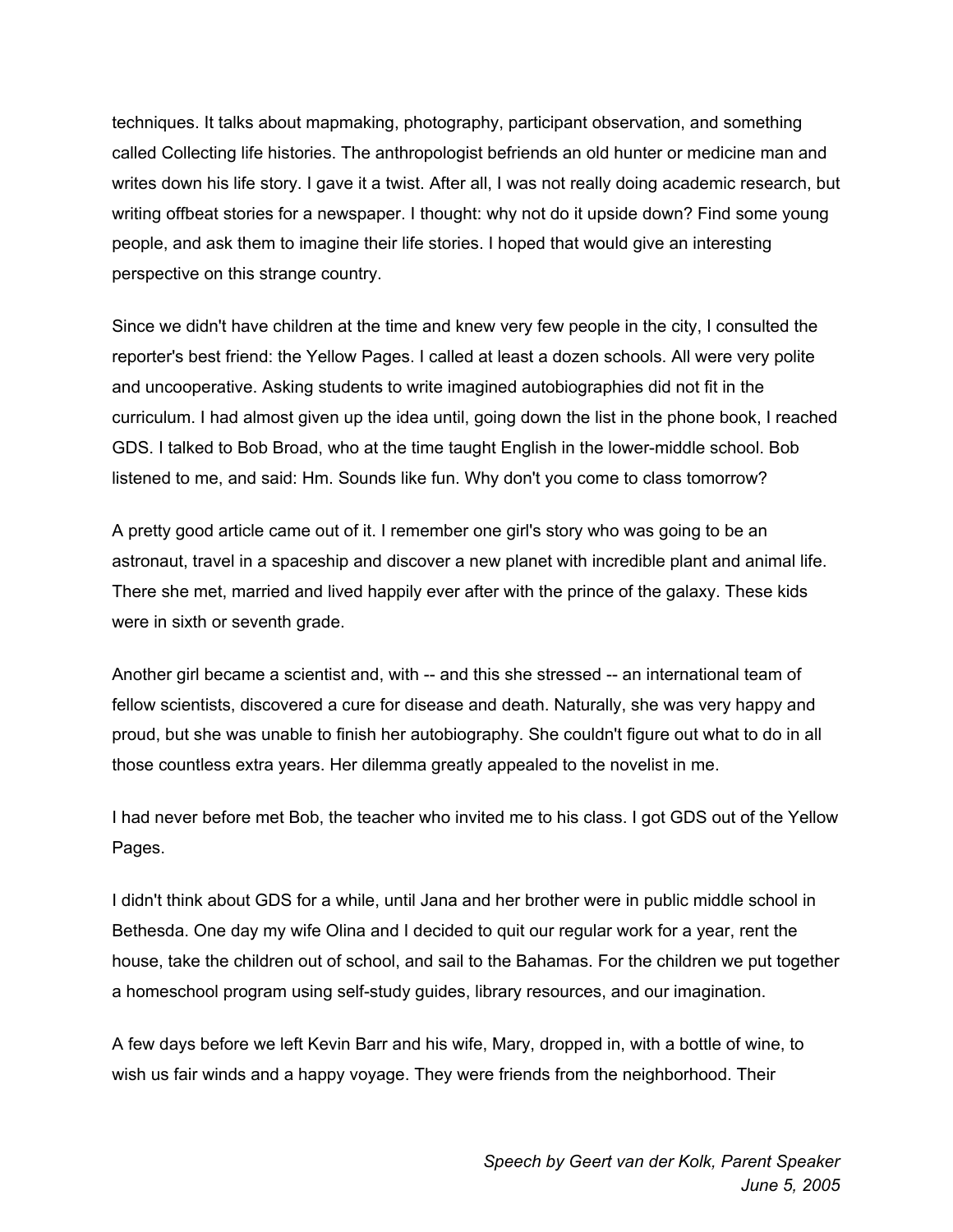techniques. It talks about mapmaking, photography, participant observation, and something called Collecting life histories. The anthropologist befriends an old hunter or medicine man and writes down his life story. I gave it a twist. After all, I was not really doing academic research, but writing offbeat stories for a newspaper. I thought: why not do it upside down? Find some young people, and ask them to imagine their life stories. I hoped that would give an interesting perspective on this strange country.

Since we didn't have children at the time and knew very few people in the city, I consulted the reporter's best friend: the Yellow Pages. I called at least a dozen schools. All were very polite and uncooperative. Asking students to write imagined autobiographies did not fit in the curriculum. I had almost given up the idea until, going down the list in the phone book, I reached GDS. I talked to Bob Broad, who at the time taught English in the lower-middle school. Bob listened to me, and said: Hm. Sounds like fun. Why don't you come to class tomorrow?

A pretty good article came out of it. I remember one girl's story who was going to be an astronaut, travel in a spaceship and discover a new planet with incredible plant and animal life. There she met, married and lived happily ever after with the prince of the galaxy. These kids were in sixth or seventh grade.

Another girl became a scientist and, with -- and this she stressed -- an international team of fellow scientists, discovered a cure for disease and death. Naturally, she was very happy and proud, but she was unable to finish her autobiography. She couldn't figure out what to do in all those countless extra years. Her dilemma greatly appealed to the novelist in me.

I had never before met Bob, the teacher who invited me to his class. I got GDS out of the Yellow Pages.

I didn't think about GDS for a while, until Jana and her brother were in public middle school in Bethesda. One day my wife Olina and I decided to quit our regular work for a year, rent the house, take the children out of school, and sail to the Bahamas. For the children we put together a homeschool program using self-study guides, library resources, and our imagination.

A few days before we left Kevin Barr and his wife, Mary, dropped in, with a bottle of wine, to wish us fair winds and a happy voyage. They were friends from the neighborhood. Their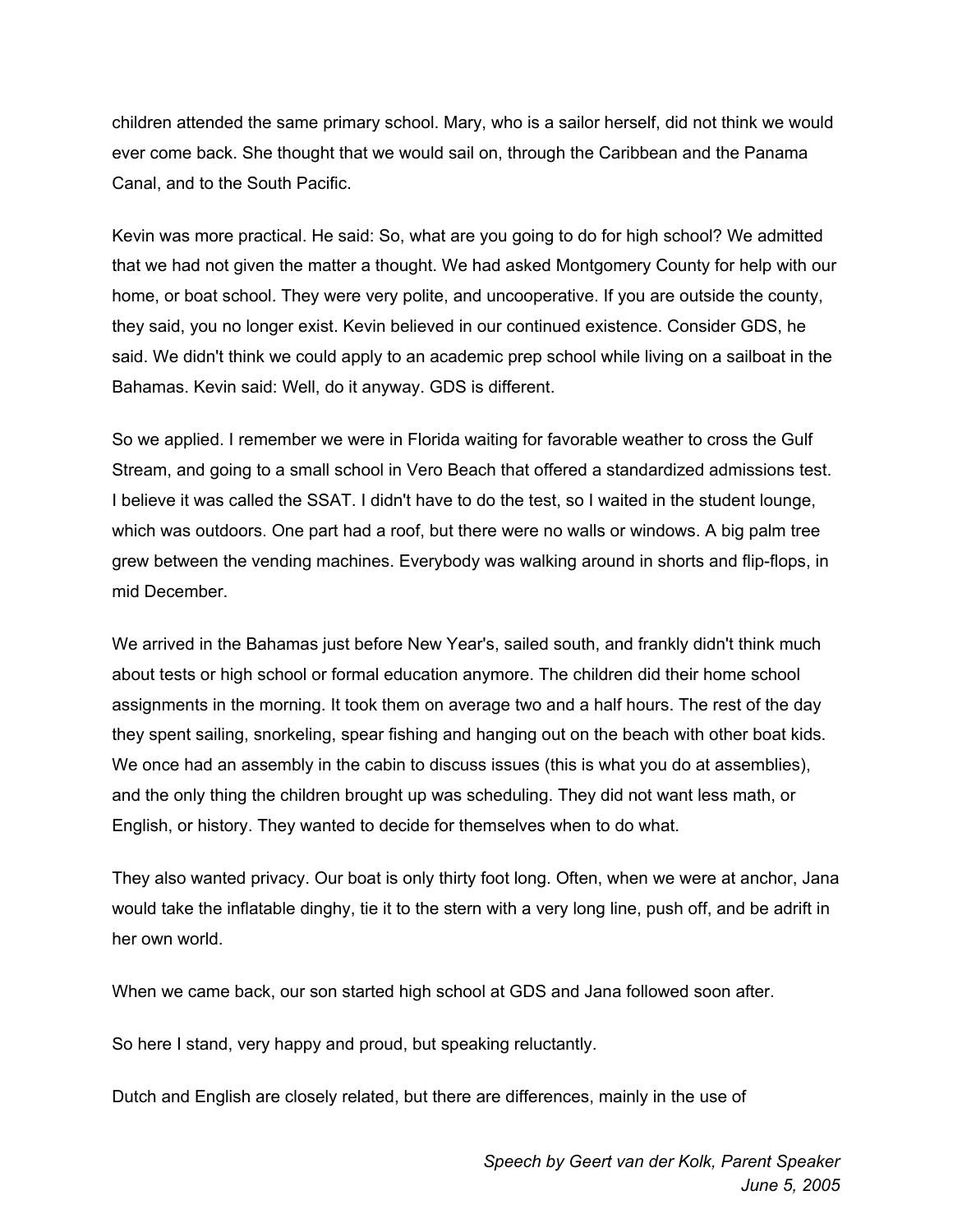children attended the same primary school. Mary, who is a sailor herself, did not think we would ever come back. She thought that we would sail on, through the Caribbean and the Panama Canal, and to the South Pacific.

Kevin was more practical. He said: So, what are you going to do for high school? We admitted that we had not given the matter a thought. We had asked Montgomery County for help with our home, or boat school. They were very polite, and uncooperative. If you are outside the county, they said, you no longer exist. Kevin believed in our continued existence. Consider GDS, he said. We didn't think we could apply to an academic prep school while living on a sailboat in the Bahamas. Kevin said: Well, do it anyway. GDS is different.

So we applied. I remember we were in Florida waiting for favorable weather to cross the Gulf Stream, and going to a small school in Vero Beach that offered a standardized admissions test. I believe it was called the SSAT. I didn't have to do the test, so I waited in the student lounge, which was outdoors. One part had a roof, but there were no walls or windows. A big palm tree grew between the vending machines. Everybody was walking around in shorts and flip-flops, in mid December.

We arrived in the Bahamas just before New Year's, sailed south, and frankly didn't think much about tests or high school or formal education anymore. The children did their home school assignments in the morning. It took them on average two and a half hours. The rest of the day they spent sailing, snorkeling, spear fishing and hanging out on the beach with other boat kids. We once had an assembly in the cabin to discuss issues (this is what you do at assemblies), and the only thing the children brought up was scheduling. They did not want less math, or English, or history. They wanted to decide for themselves when to do what.

They also wanted privacy. Our boat is only thirty foot long. Often, when we were at anchor, Jana would take the inflatable dinghy, tie it to the stern with a very long line, push off, and be adrift in her own world.

When we came back, our son started high school at GDS and Jana followed soon after.

So here I stand, very happy and proud, but speaking reluctantly.

Dutch and English are closely related, but there are differences, mainly in the use of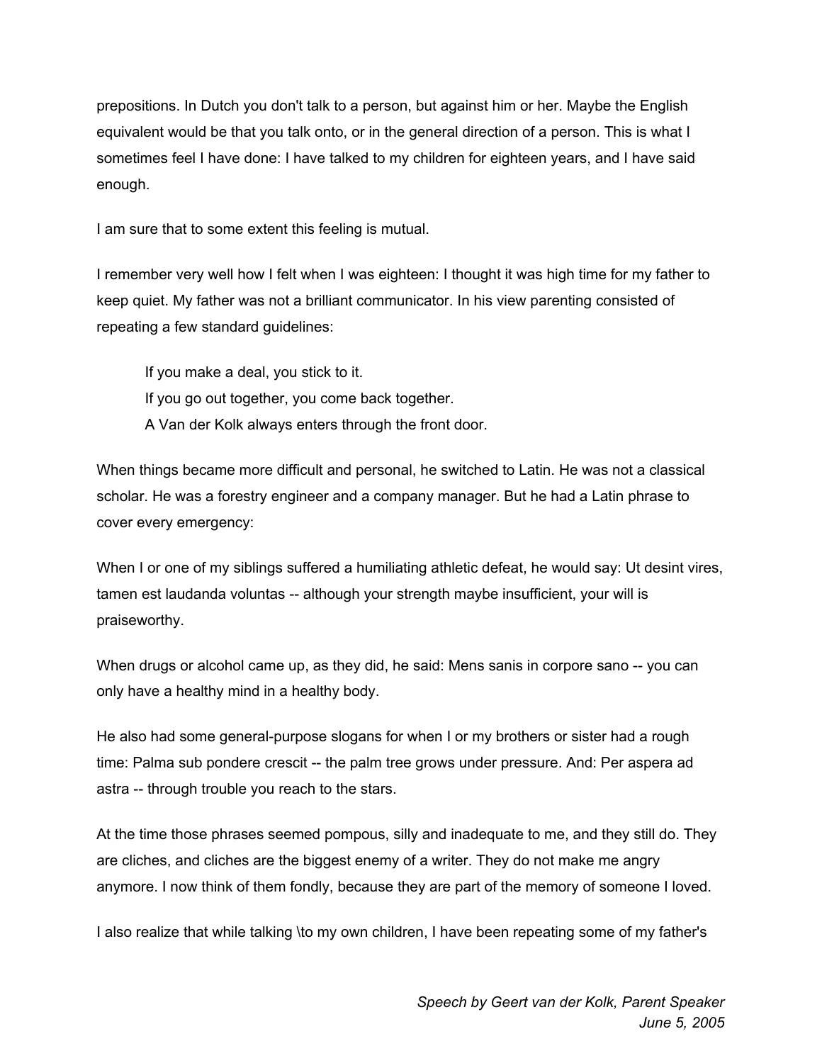prepositions. In Dutch you don't talk to a person, but against him or her. Maybe the English equivalent would be that you talk onto, or in the general direction of a person. This is what I sometimes feel I have done: I have talked to my children for eighteen years, and I have said enough.

I am sure that to some extent this feeling is mutual.

I remember very well how I felt when I was eighteen: I thought it was high time for my father to keep quiet. My father was not a brilliant communicator. In his view parenting consisted of repeating a few standard guidelines:

> If you make a deal, you stick to it.
> If you go out together, you come back together.
> A Van der Kolk always enters through the front door.

When things became more difficult and personal, he switched to Latin. He was not a classical scholar. He was a forestry engineer and a company manager. But he had a Latin phrase to cover every emergency:

When I or one of my siblings suffered a humiliating athletic defeat, he would say: Ut desint vires, tamen est laudanda voluntas -- although your strength maybe insufficient, your will is praiseworthy.

When drugs or alcohol came up, as they did, he said: Mens sanis in corpore sano -- you can only have a healthy mind in a healthy body.

He also had some general-purpose slogans for when I or my brothers or sister had a rough time: Palma sub pondere crescit -- the palm tree grows under pressure. And: Per aspera ad astra -- through trouble you reach to the stars.

At the time those phrases seemed pompous, silly and inadequate to me, and they still do. They are cliches, and cliches are the biggest enemy of a writer. They do not make me angry anymore. I now think of them fondly, because they are part of the memory of someone I loved.

I also realize that while talking \to my own children, I have been repeating some of my father's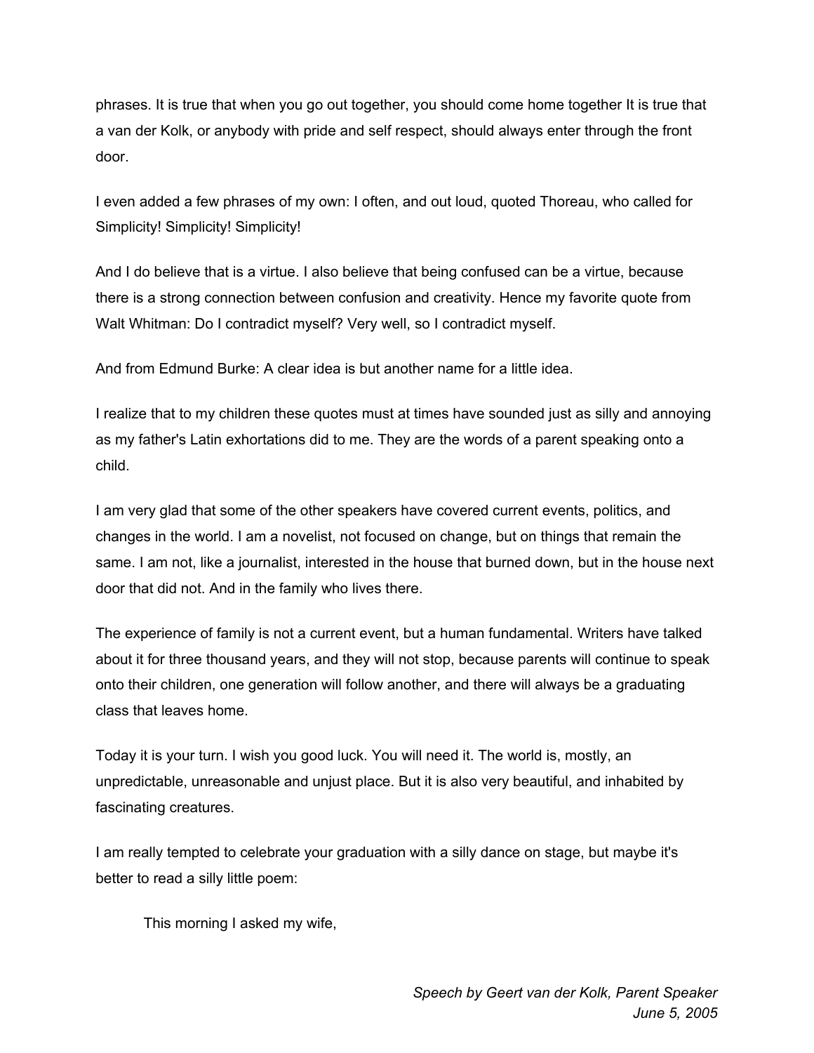phrases. It is true that when you go out together, you should come home together It is true that a van der Kolk, or anybody with pride and self respect, should always enter through the front door.

I even added a few phrases of my own: I often, and out loud, quoted Thoreau, who called for Simplicity! Simplicity! Simplicity!

And I do believe that is a virtue. I also believe that being confused can be a virtue, because there is a strong connection between confusion and creativity. Hence my favorite quote from Walt Whitman: Do I contradict myself? Very well, so I contradict myself.

And from Edmund Burke: A clear idea is but another name for a little idea.

I realize that to my children these quotes must at times have sounded just as silly and annoying as my father's Latin exhortations did to me. They are the words of a parent speaking onto a child.

I am very glad that some of the other speakers have covered current events, politics, and changes in the world. I am a novelist, not focused on change, but on things that remain the same. I am not, like a journalist, interested in the house that burned down, but in the house next door that did not. And in the family who lives there.

The experience of family is not a current event, but a human fundamental. Writers have talked about it for three thousand years, and they will not stop, because parents will continue to speak onto their children, one generation will follow another, and there will always be a graduating class that leaves home.

Today it is your turn. I wish you good luck. You will need it. The world is, mostly, an unpredictable, unreasonable and unjust place. But it is also very beautiful, and inhabited by fascinating creatures.

I am really tempted to celebrate your graduation with a silly dance on stage, but maybe it's better to read a silly little poem:

> This morning I asked my wife,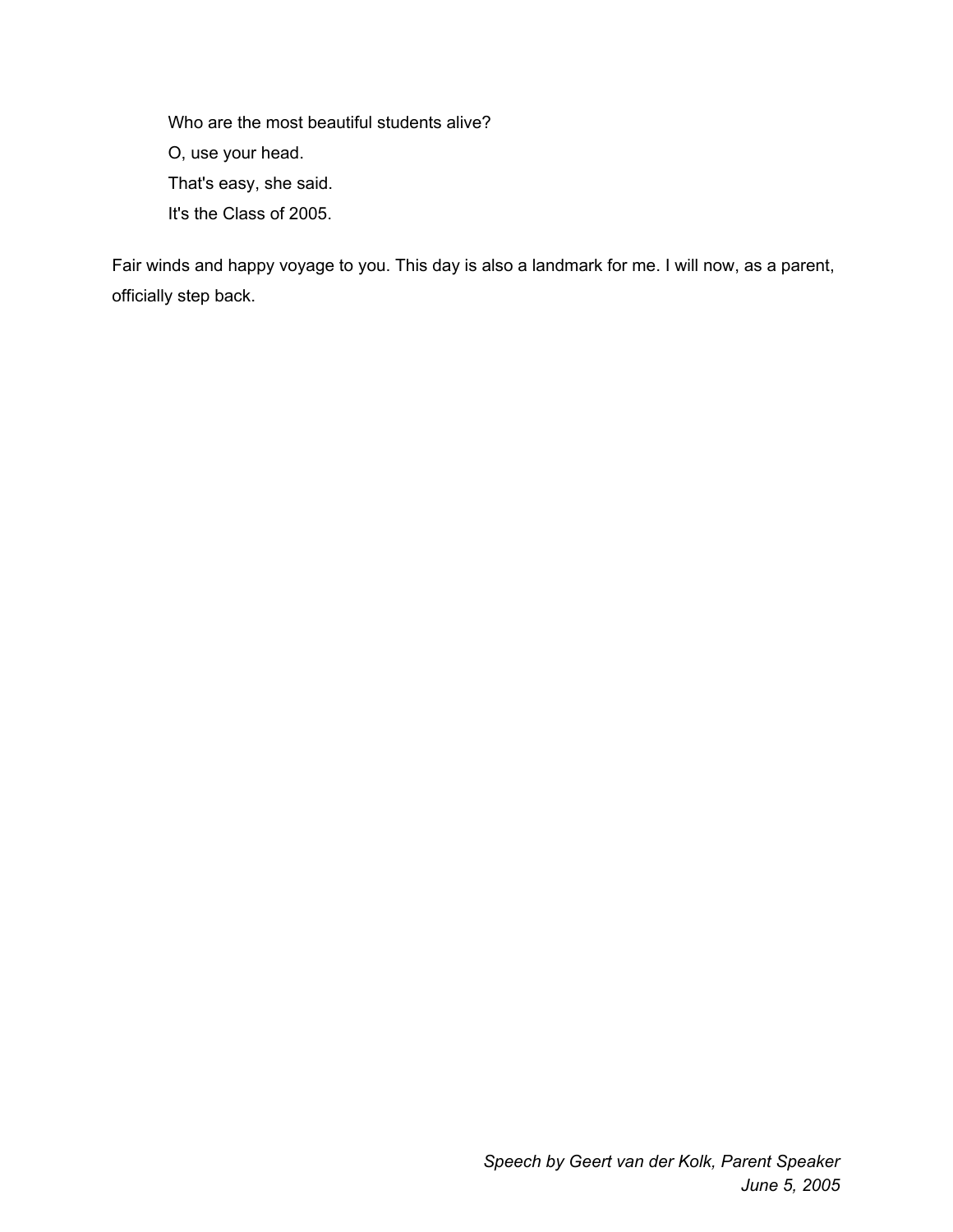> Who are the most beautiful students alive?
> O, use your head.
> That's easy, she said.
> It's the Class of 2005.

Fair winds and happy voyage to you. This day is also a landmark for me. I will now, as a parent, officially step back.

*Speech by Geert van der Kolk, Parent Speaker*
*June 5, 2005*